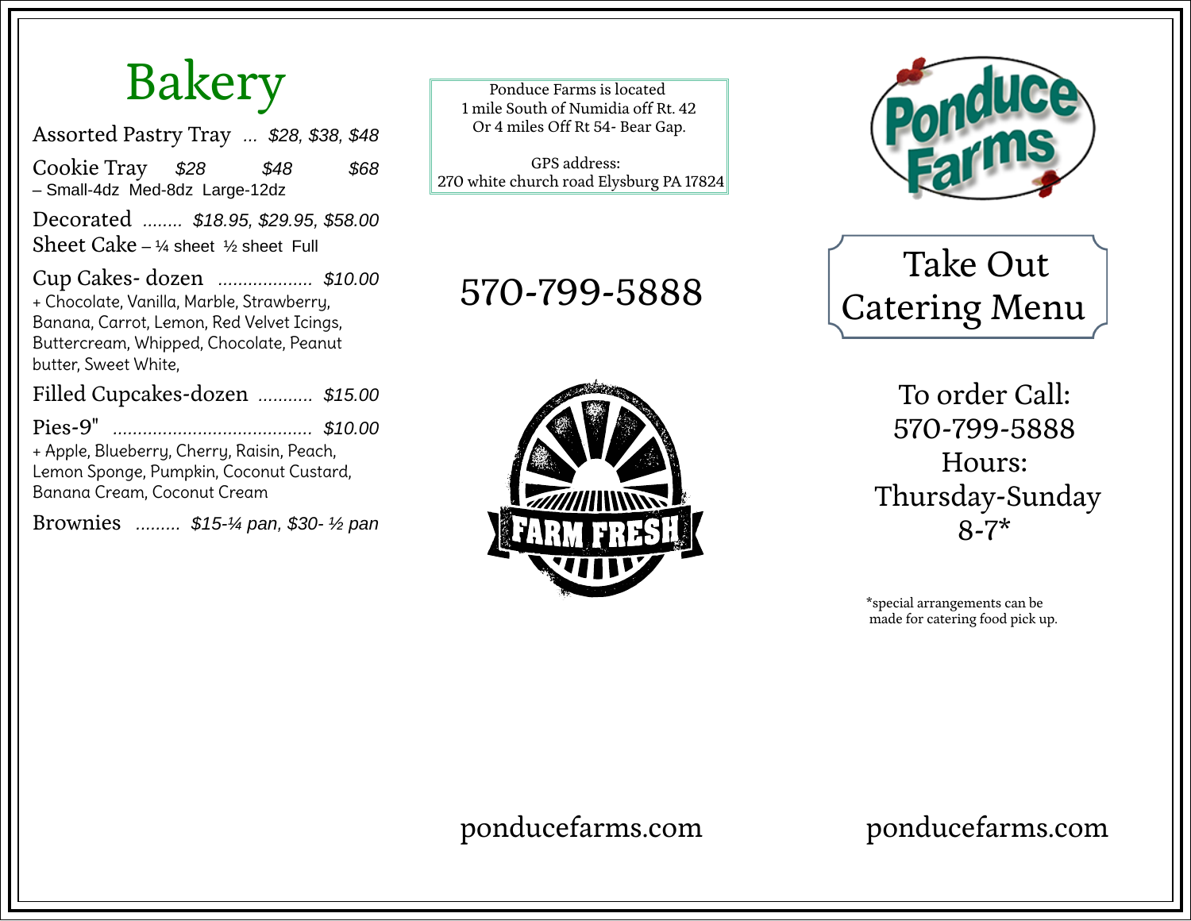# Bakery

Assorted Pastry Tray ... *$28, $38, $48*

Cookie Tray *$28* *$48* *$68*
– Small-4dz Med-8dz Large-12dz

Decorated ........ *$18.95, $29.95, $58.00*
Sheet Cake – ¼ sheet ½ sheet Full

Cup Cakes- dozen .................. *$10.00*
+ Chocolate, Vanilla, Marble, Strawberry, Banana, Carrot, Lemon, Red Velvet Icings, Buttercream, Whipped, Chocolate, Peanut butter, Sweet White,

Filled Cupcakes-dozen ........... *$15.00*

Pies-9" ........................................ *$10.00*
+ Apple, Blueberry, Cherry, Raisin, Peach, Lemon Sponge, Pumpkin, Coconut Custard, Banana Cream, Coconut Cream

Brownies ......... *$15-¼ pan, $30- ½ pan*

Ponduce Farms is located
1 mile South of Numidia off Rt. 42
Or 4 miles Off Rt 54- Bear Gap.

GPS address:
270 white church road Elysburg PA 17824

570-799-5888

FARM FRESH

ponducefarms.com

Ponduce Farms

## Take Out Catering Menu

To order Call:
570-799-5888
Hours:
Thursday-Sunday
8-7*

*special arrangements can be made for catering food pick up.

ponducefarms.com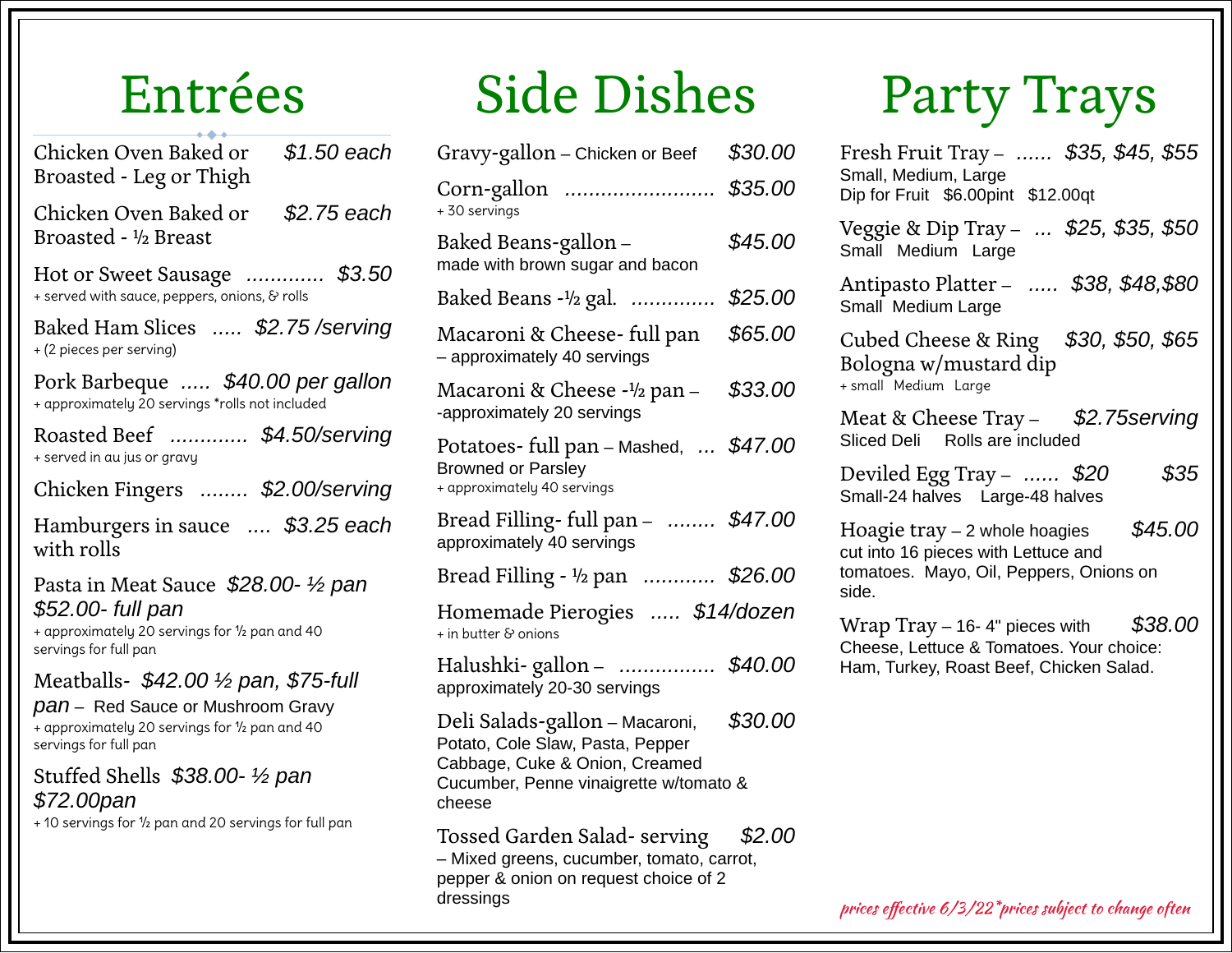# Entrées

Chicken Oven Baked or Broasted - Leg or Thigh *$1.50 each*

Chicken Oven Baked or Broasted - ½ Breast *$2.75 each*

Hot or Sweet Sausage ............ *$3.50*
+ served with sauce, peppers, onions, & rolls

Baked Ham Slices ..... *$2.75 /serving*
+ (2 pieces per serving)

Pork Barbeque ..... *$40.00 per gallon*
+ approximately 20 servings *rolls not included

Roasted Beef ............ *$4.50/serving*
+ served in au jus or gravy

Chicken Fingers ........ *$2.00/serving*

Hamburgers in sauce .... *$3.25 each* with rolls

Pasta in Meat Sauce *$28.00- ½ pan $52.00- full pan*
+ approximately 20 servings for ½ pan and 40 servings for full pan

Meatballs- *$42.00 ½ pan, $75-full pan* – Red Sauce or Mushroom Gravy
+ approximately 20 servings for ½ pan and 40 servings for full pan

Stuffed Shells *$38.00- ½ pan $72.00pan*
+ 10 servings for ½ pan and 20 servings for full pan

# Side Dishes

Gravy-gallon – Chicken or Beef *$30.00*

Corn-gallon ........................ *$35.00*
+ 30 servings

Baked Beans-gallon – made with brown sugar and bacon *$45.00*

Baked Beans -½ gal. ............. *$25.00*

Macaroni & Cheese- full pan – approximately 40 servings *$65.00*

Macaroni & Cheese -½ pan – -approximately 20 servings *$33.00*

Potatoes- full pan – Mashed, Browned or Parsley ... *$47.00*
+ approximately 40 servings

Bread Filling- full pan – approximately 40 servings ........ *$47.00*

Bread Filling - ½ pan ........... *$26.00*

Homemade Pierogies ..... *$14/dozen*
+ in butter & onions

Halushki- gallon – ................ *$40.00*
approximately 20-30 servings

Deli Salads-gallon – Macaroni, Potato, Cole Slaw, Pasta, Pepper Cabbage, Cuke & Onion, Creamed Cucumber, Penne vinaigrette w/tomato & cheese *$30.00*

Tossed Garden Salad- serving *$2.00*
– Mixed greens, cucumber, tomato, carrot, pepper & onion on request choice of 2 dressings

# Party Trays

Fresh Fruit Tray – ...... *$35, $45, $55*
Small, Medium, Large
Dip for Fruit $6.00pint $12.00qt

Veggie & Dip Tray – ... *$25, $35, $50*
Small Medium Large

Antipasto Platter – ..... *$38, $48,$80*
Small Medium Large

Cubed Cheese & Ring Bologna w/mustard dip *$30, $50, $65*
+ small Medium Large

Meat & Cheese Tray – *$2.75serving*
Sliced Deli Rolls are included

Deviled Egg Tray – ...... *$20* *$35*
Small-24 halves Large-48 halves

Hoagie tray – 2 whole hoagies cut into 16 pieces with Lettuce and tomatoes. Mayo, Oil, Peppers, Onions on side. *$45.00*

Wrap Tray – 16- 4" pieces with Cheese, Lettuce & Tomatoes. Your choice: Ham, Turkey, Roast Beef, Chicken Salad. *$38.00*

*prices effective 6/3/22*prices subject to change often*